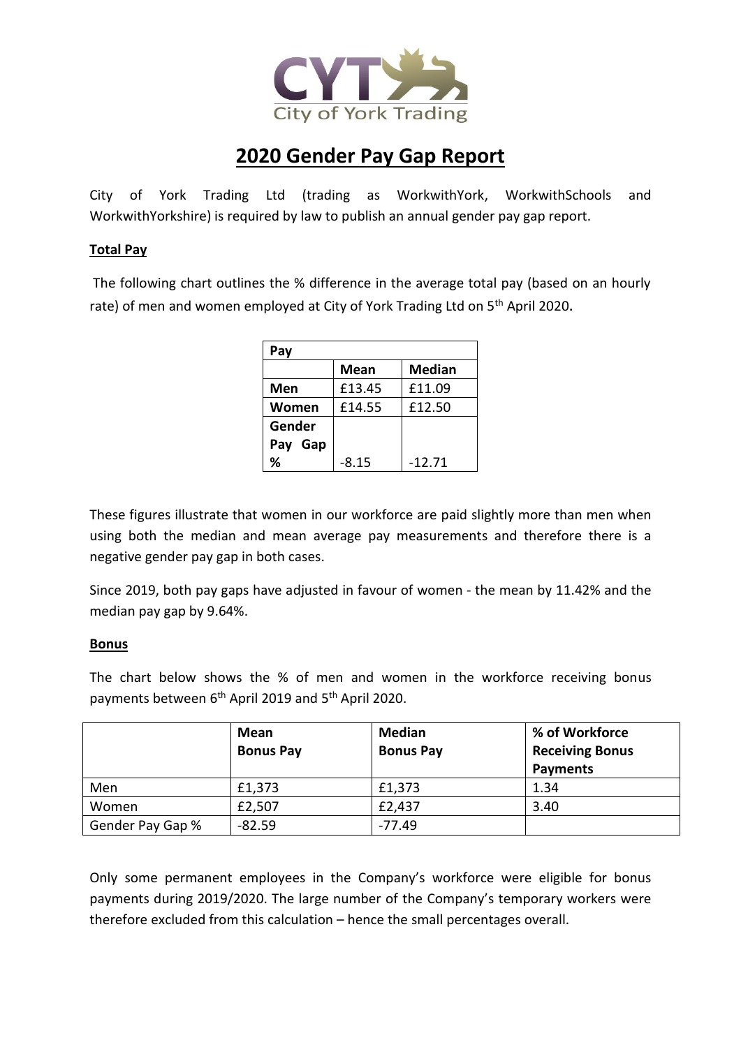# 2020 Gender Pay Gap Report

City of York Trading Ltd (trading as WorkwithYork, WorkwithSchools and WorkwithYorkshire) is required by law to publish an annual gender pay gap report.

## Total Pay

The following chart outlines the % difference in the average total pay (based on an hourly rate) of men and women employed at City of York Trading Ltd on 5th April 2020.

| Pay | | |
|---|---|---|
| | **Mean** | **Median** |
| **Men** | £13.45 | £11.09 |
| **Women** | £14.55 | £12.50 |
| **Gender Pay Gap %** | -8.15 | -12.71 |

These figures illustrate that women in our workforce are paid slightly more than men when using both the median and mean average pay measurements and therefore there is a negative gender pay gap in both cases.

Since 2019, both pay gaps have adjusted in favour of women - the mean by 11.42% and the median pay gap by 9.64%.

## Bonus

The chart below shows the % of men and women in the workforce receiving bonus payments between 6th April 2019 and 5th April 2020.

| | **Mean Bonus Pay** | **Median Bonus Pay** | **% of Workforce Receiving Bonus Payments** |
|---|---|---|---|
| Men | £1,373 | £1,373 | 1.34 |
| Women | £2,507 | £2,437 | 3.40 |
| Gender Pay Gap % | -82.59 | -77.49 | |

Only some permanent employees in the Company's workforce were eligible for bonus payments during 2019/2020. The large number of the Company's temporary workers were therefore excluded from this calculation – hence the small percentages overall.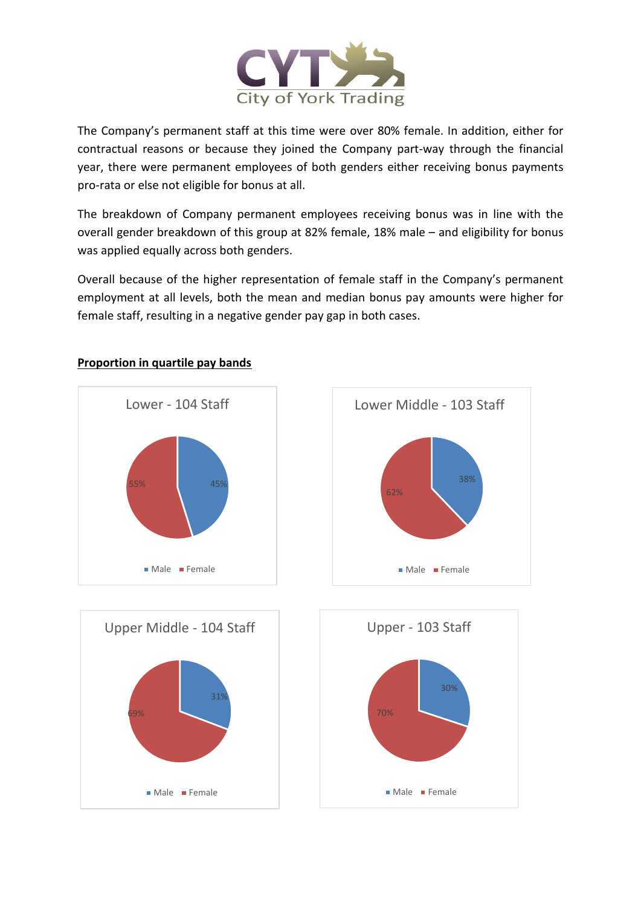The Company's permanent staff at this time were over 80% female. In addition, either for contractual reasons or because they joined the Company part-way through the financial year, there were permanent employees of both genders either receiving bonus payments pro-rata or else not eligible for bonus at all.

The breakdown of Company permanent employees receiving bonus was in line with the overall gender breakdown of this group at 82% female, 18% male – and eligibility for bonus was applied equally across both genders.

Overall because of the higher representation of female staff in the Company's permanent employment at all levels, both the mean and median bonus pay amounts were higher for female staff, resulting in a negative gender pay gap in both cases.

**Proportion in quartile pay bands**

Lower - 104 Staff

| Male | Female |
| --- | --- |
| 45% | 55% |

Lower Middle - 103 Staff

| Male | Female |
| --- | --- |
| 38% | 62% |

Upper Middle - 104 Staff

| Male | Female |
| --- | --- |
| 31% | 69% |

Upper - 103 Staff

| Male | Female |
| --- | --- |
| 30% | 70% |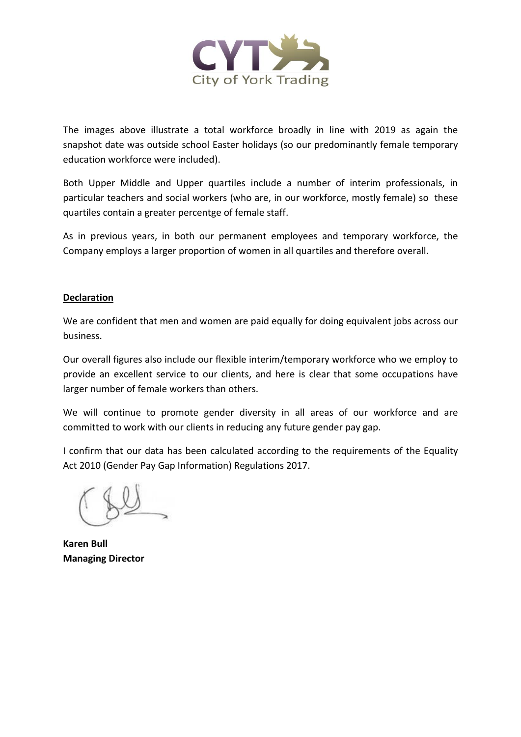The images above illustrate a total workforce broadly in line with 2019 as again the snapshot date was outside school Easter holidays (so our predominantly female temporary education workforce were included).

Both Upper Middle and Upper quartiles include a number of interim professionals, in particular teachers and social workers (who are, in our workforce, mostly female) so these quartiles contain a greater percentge of female staff.

As in previous years, in both our permanent employees and temporary workforce, the Company employs a larger proportion of women in all quartiles and therefore overall.

**Declaration**

We are confident that men and women are paid equally for doing equivalent jobs across our business.

Our overall figures also include our flexible interim/temporary workforce who we employ to provide an excellent service to our clients, and here is clear that some occupations have larger number of female workers than others.

We will continue to promote gender diversity in all areas of our workforce and are committed to work with our clients in reducing any future gender pay gap.

I confirm that our data has been calculated according to the requirements of the Equality Act 2010 (Gender Pay Gap Information) Regulations 2017.

**Karen Bull**
**Managing Director**